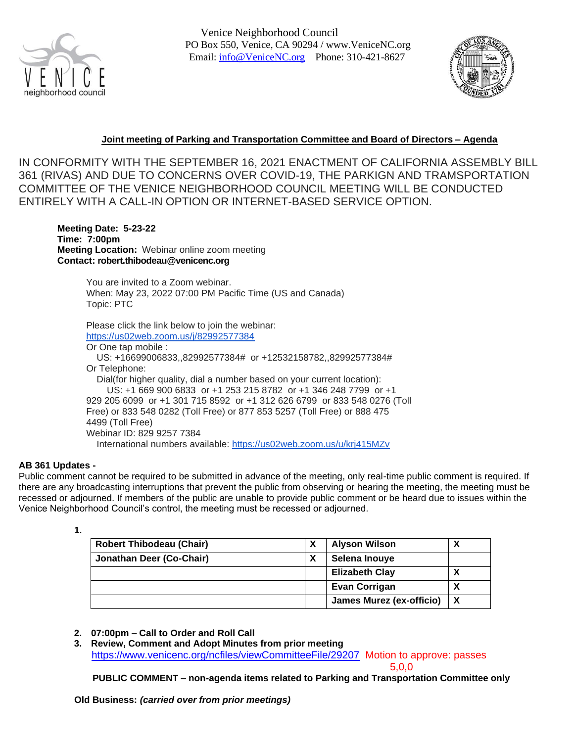Venice Neighborhood Council
PO Box 550, Venice, CA 90294 / www.VeniceNC.org
Email: info@VeniceNC.org Phone: 310-421-8627

## Joint meeting of Parking and Transportation Committee and Board of Directors – Agenda

IN CONFORMITY WITH THE SEPTEMBER 16, 2021 ENACTMENT OF CALIFORNIA ASSEMBLY BILL 361 (RIVAS) AND DUE TO CONCERNS OVER COVID-19, THE PARKIGN AND TRAMSPORTATION COMMITTEE OF THE VENICE NEIGHBORHOOD COUNCIL MEETING WILL BE CONDUCTED ENTIRELY WITH A CALL-IN OPTION OR INTERNET-BASED SERVICE OPTION.

**Meeting Date: 5-23-22**
**Time: 7:00pm**
**Meeting Location:** Webinar online zoom meeting
**Contact: robert.thibodeau@venicenc.org**

You are invited to a Zoom webinar.
When: May 23, 2022 07:00 PM Pacific Time (US and Canada)
Topic: PTC

Please click the link below to join the webinar:
https://us02web.zoom.us/j/82992577384
Or One tap mobile :
US: +16699006833,,82992577384# or +12532158782,,82992577384#
Or Telephone:
Dial(for higher quality, dial a number based on your current location):
US: +1 669 900 6833 or +1 253 215 8782 or +1 346 248 7799 or +1 929 205 6099 or +1 301 715 8592 or +1 312 626 6799 or 833 548 0276 (Toll Free) or 833 548 0282 (Toll Free) or 877 853 5257 (Toll Free) or 888 475 4499 (Toll Free)
Webinar ID: 829 9257 7384
International numbers available: https://us02web.zoom.us/u/krj415MZv

**AB 361 Updates -**
Public comment cannot be required to be submitted in advance of the meeting, only real-time public comment is required. If there are any broadcasting interruptions that prevent the public from observing or hearing the meeting, the meeting must be recessed or adjourned. If members of the public are unable to provide public comment or be heard due to issues within the Venice Neighborhood Council's control, the meeting must be recessed or adjourned.

1.

| Robert Thibodeau (Chair) | X | Alyson Wilson | X |
|---|---|---|---|
| Jonathan Deer (Co-Chair) | X | Selena Inouye | |
| | | Elizabeth Clay | X |
| | | Evan Corrigan | X |
| | | James Murez (ex-officio) | X |

2. **07:00pm – Call to Order and Roll Call**
3. **Review, Comment and Adopt Minutes from prior meeting**
   https://www.venicenc.org/ncfiles/viewCommitteeFile/29207 Motion to approve: passes 5,0,0

**PUBLIC COMMENT – non-agenda items related to Parking and Transportation Committee only**

**Old Business:** ***(carried over from prior meetings)***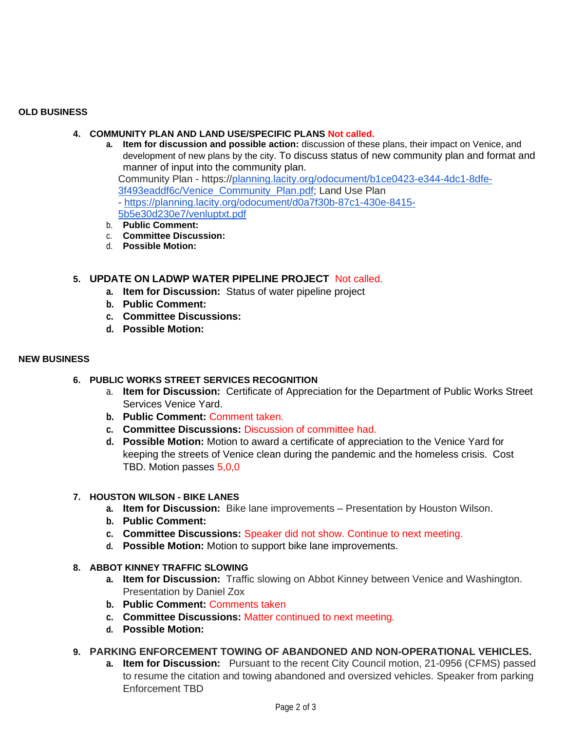## OLD BUSINESS

4. **COMMUNITY PLAN AND LAND USE/SPECIFIC PLANS** **Not called.**
   a. **Item for discussion and possible action:** discussion of these plans, their impact on Venice, and development of new plans by the city. To discuss status of new community plan and format and manner of input into the community plan.
      Community Plan - https://planning.lacity.org/odocument/b1ce0423-e344-4dc1-8dfe-3f493eaddf6c/Venice_Community_Plan.pdf; Land Use Plan - https://planning.lacity.org/odocument/d0a7f30b-87c1-430e-8415-5b5e30d230e7/venluptxt.pdf
   b. **Public Comment:**
   c. **Committee Discussion:**
   d. **Possible Motion:**

5. **UPDATE ON LADWP WATER PIPELINE PROJECT** Not called.
   a. **Item for Discussion:** Status of water pipeline project
   b. **Public Comment:**
   c. **Committee Discussions:**
   d. **Possible Motion:**

## NEW BUSINESS

6. **PUBLIC WORKS STREET SERVICES RECOGNITION**
   a. **Item for Discussion:** Certificate of Appreciation for the Department of Public Works Street Services Venice Yard.
   b. **Public Comment:** Comment taken.
   c. **Committee Discussions:** Discussion of committee had.
   d. **Possible Motion:** Motion to award a certificate of appreciation to the Venice Yard for keeping the streets of Venice clean during the pandemic and the homeless crisis. Cost TBD. Motion passes 5,0,0

7. **HOUSTON WILSON - BIKE LANES**
   a. **Item for Discussion:** Bike lane improvements – Presentation by Houston Wilson.
   b. **Public Comment:**
   c. **Committee Discussions:** Speaker did not show. Continue to next meeting.
   d. **Possible Motion:** Motion to support bike lane improvements.

8. **ABBOT KINNEY TRAFFIC SLOWING**
   a. **Item for Discussion:** Traffic slowing on Abbot Kinney between Venice and Washington. Presentation by Daniel Zox
   b. **Public Comment:** Comments taken
   c. **Committee Discussions:** Matter continued to next meeting.
   d. **Possible Motion:**

9. **PARKING ENFORCEMENT TOWING OF ABANDONED AND NON-OPERATIONAL VEHICLES.**
   a. **Item for Discussion:** Pursuant to the recent City Council motion, 21-0956 (CFMS) passed to resume the citation and towing abandoned and oversized vehicles. Speaker from parking Enforcement TBD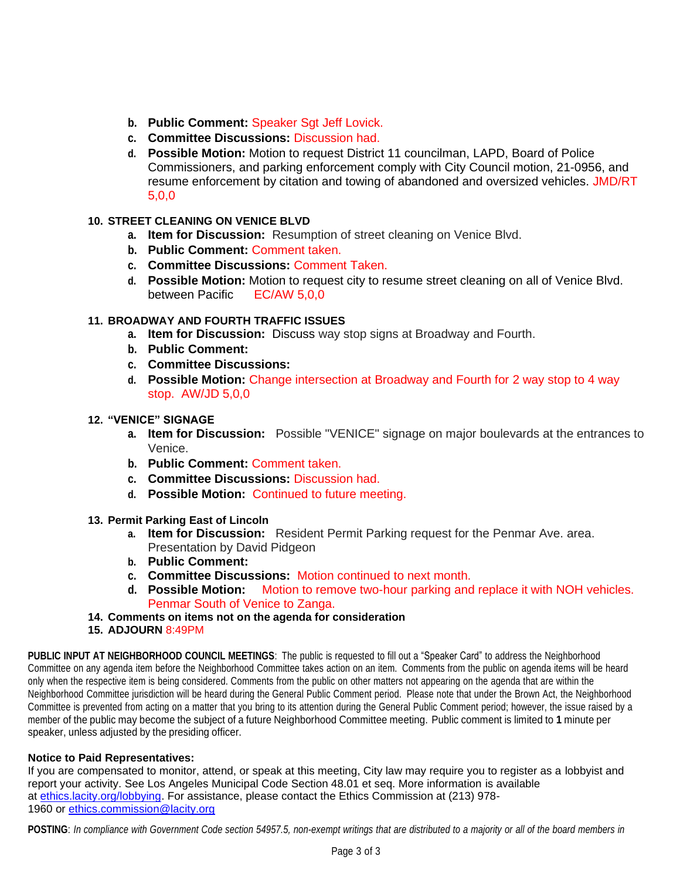b. **Public Comment:** Speaker Sgt Jeff Lovick.
c. **Committee Discussions:** Discussion had.
d. **Possible Motion:** Motion to request District 11 councilman, LAPD, Board of Police Commissioners, and parking enforcement comply with City Council motion, 21-0956, and resume enforcement by citation and towing of abandoned and oversized vehicles. JMD/RT 5,0,0

10. **STREET CLEANING ON VENICE BLVD**
    a. **Item for Discussion:** Resumption of street cleaning on Venice Blvd.
    b. **Public Comment:** Comment taken.
    c. **Committee Discussions:** Comment Taken.
    d. **Possible Motion:** Motion to request city to resume street cleaning on all of Venice Blvd. between Pacific EC/AW 5,0,0

11. **BROADWAY AND FOURTH TRAFFIC ISSUES**
    a. **Item for Discussion:** Discuss way stop signs at Broadway and Fourth.
    b. **Public Comment:**
    c. **Committee Discussions:**
    d. **Possible Motion:** Change intersection at Broadway and Fourth for 2 way stop to 4 way stop. AW/JD 5,0,0

12. **"VENICE" SIGNAGE**
    a. **Item for Discussion:** Possible "VENICE" signage on major boulevards at the entrances to Venice.
    b. **Public Comment:** Comment taken.
    c. **Committee Discussions:** Discussion had.
    d. **Possible Motion:** Continued to future meeting.

13. **Permit Parking East of Lincoln**
    a. **Item for Discussion:** Resident Permit Parking request for the Penmar Ave. area. Presentation by David Pidgeon
    b. **Public Comment:**
    c. **Committee Discussions:** Motion continued to next month.
    d. **Possible Motion:** Motion to remove two-hour parking and replace it with NOH vehicles. Penmar South of Venice to Zanga.

14. **Comments on items not on the agenda for consideration**
15. **ADJOURN** 8:49PM

**PUBLIC INPUT AT NEIGHBORHOOD COUNCIL MEETINGS**: The public is requested to fill out a "Speaker Card" to address the Neighborhood Committee on any agenda item before the Neighborhood Committee takes action on an item. Comments from the public on agenda items will be heard only when the respective item is being considered. Comments from the public on other matters not appearing on the agenda that are within the Neighborhood Committee jurisdiction will be heard during the General Public Comment period. Please note that under the Brown Act, the Neighborhood Committee is prevented from acting on a matter that you bring to its attention during the General Public Comment period; however, the issue raised by a member of the public may become the subject of a future Neighborhood Committee meeting. Public comment is limited to **1** minute per speaker, unless adjusted by the presiding officer.

**Notice to Paid Representatives:**
If you are compensated to monitor, attend, or speak at this meeting, City law may require you to register as a lobbyist and report your activity. See Los Angeles Municipal Code Section 48.01 et seq. More information is available at [ethics.lacity.org/lobbying](ethics.lacity.org/lobbying). For assistance, please contact the Ethics Commission at (213) 978-1960 or [ethics.commission@lacity.org](mailto:ethics.commission@lacity.org)

**POSTING**: *In compliance with Government Code section 54957.5, non-exempt writings that are distributed to a majority or all of the board members in*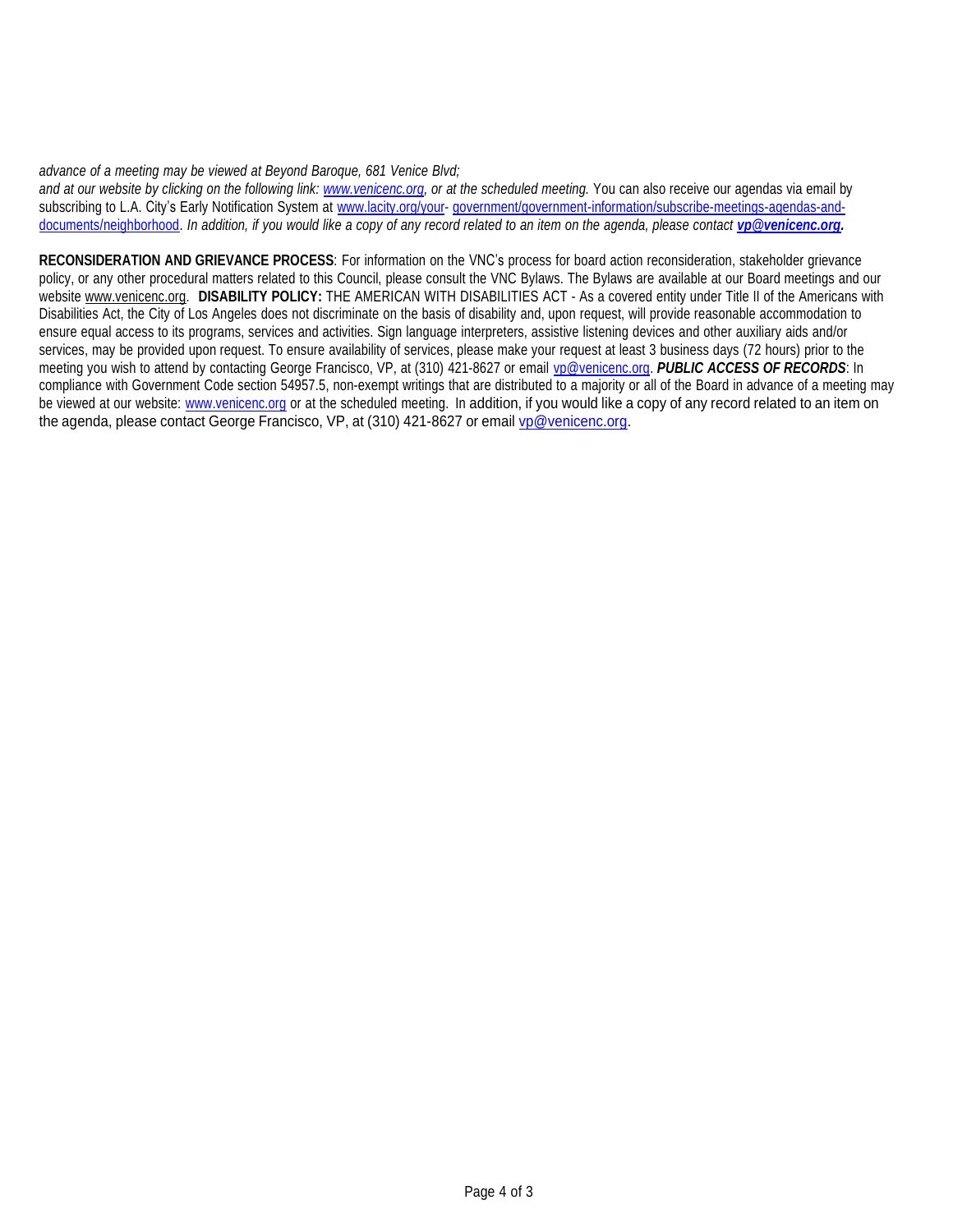*advance of a meeting may be viewed at Beyond Baroque, 681 Venice Blvd;*

*and at our website by clicking on the following link: [www.venicenc.org](http://www.venicenc.org), or at the scheduled meeting.* You can also receive our agendas via email by subscribing to L.A. City's Early Notification System at [www.lacity.org/your- government/government-information/subscribe-meetings-agendas-and-documents/neighborhood](http://www.lacity.org/your-government/government-information/subscribe-meetings-agendas-and-documents/neighborhood). *In addition, if you would like a copy of any record related to an item on the agenda, please contact* ***[vp@venicenc.org](mailto:vp@venicenc.org).***

**RECONSIDERATION AND GRIEVANCE PROCESS**: For information on the VNC's process for board action reconsideration, stakeholder grievance policy, or any other procedural matters related to this Council, please consult the VNC Bylaws. The Bylaws are available at our Board meetings and our website www.venicenc.org. **DISABILITY POLICY:** THE AMERICAN WITH DISABILITIES ACT - As a covered entity under Title II of the Americans with Disabilities Act, the City of Los Angeles does not discriminate on the basis of disability and, upon request, will provide reasonable accommodation to ensure equal access to its programs, services and activities. Sign language interpreters, assistive listening devices and other auxiliary aids and/or services, may be provided upon request. To ensure availability of services, please make your request at least 3 business days (72 hours) prior to the meeting you wish to attend by contacting George Francisco, VP, at (310) 421-8627 or email [vp@venicenc.org](mailto:vp@venicenc.org). ***PUBLIC ACCESS OF RECORDS***: In compliance with Government Code section 54957.5, non-exempt writings that are distributed to a majority or all of the Board in advance of a meeting may be viewed at our website: [www.venicenc.org](http://www.venicenc.org) or at the scheduled meeting. In addition, if you would like a copy of any record related to an item on the agenda, please contact George Francisco, VP, at (310) 421-8627 or email [vp@venicenc.org](mailto:vp@venicenc.org).